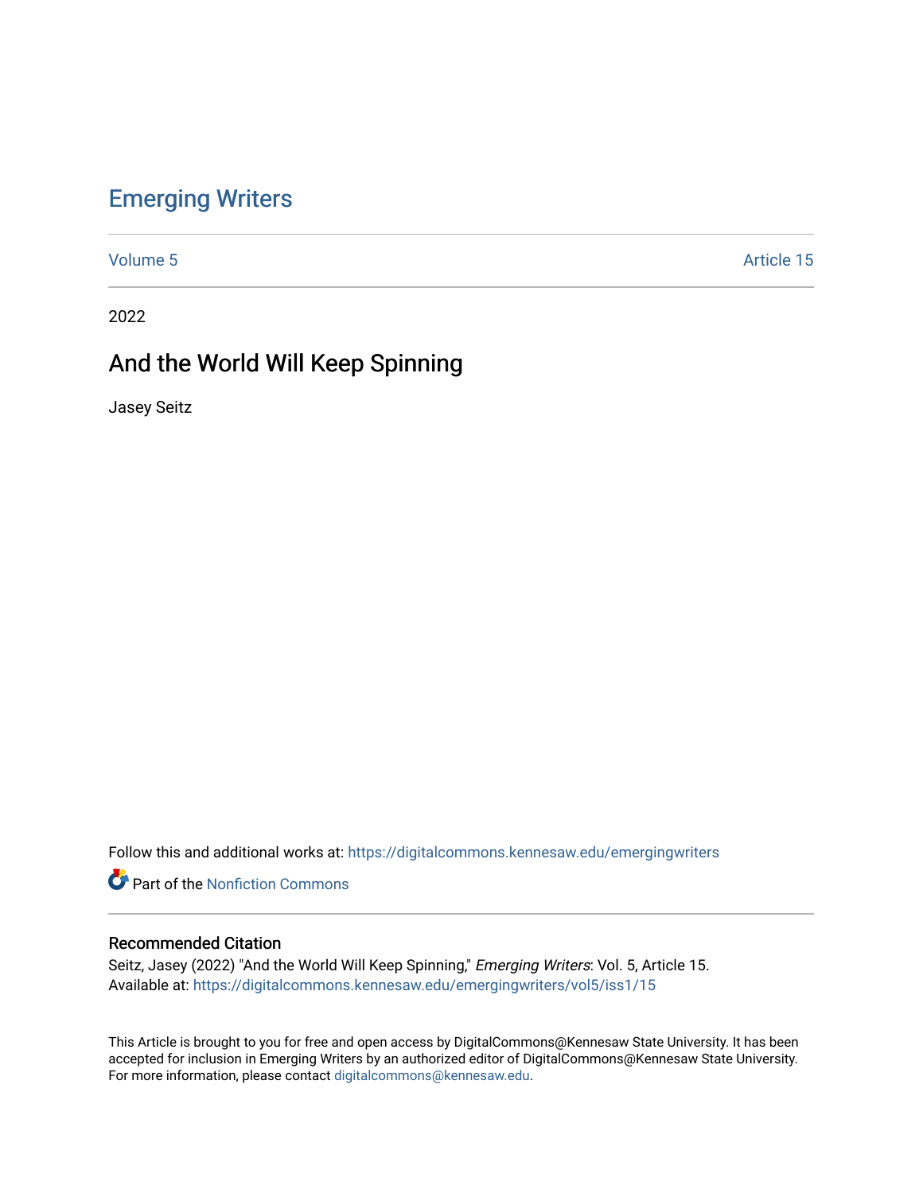# Emerging Writers

Volume 5 Article 15

2022

## And the World Will Keep Spinning

Jasey Seitz

Follow this and additional works at: https://digitalcommons.kennesaw.edu/emergingwriters

Part of the Nonfiction Commons

### Recommended Citation

Seitz, Jasey (2022) "And the World Will Keep Spinning," *Emerging Writers*: Vol. 5, Article 15.
Available at: https://digitalcommons.kennesaw.edu/emergingwriters/vol5/iss1/15

This Article is brought to you for free and open access by DigitalCommons@Kennesaw State University. It has been accepted for inclusion in Emerging Writers by an authorized editor of DigitalCommons@Kennesaw State University. For more information, please contact digitalcommons@kennesaw.edu.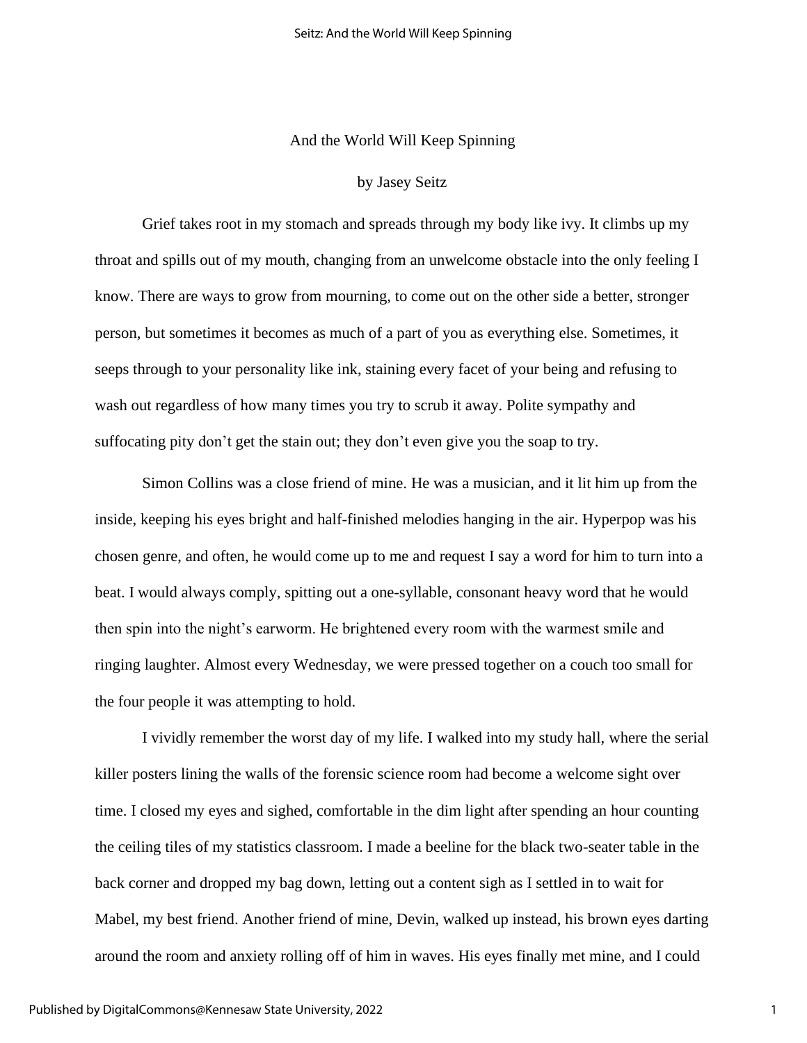# And the World Will Keep Spinning

by Jasey Seitz

Grief takes root in my stomach and spreads through my body like ivy. It climbs up my throat and spills out of my mouth, changing from an unwelcome obstacle into the only feeling I know. There are ways to grow from mourning, to come out on the other side a better, stronger person, but sometimes it becomes as much of a part of you as everything else. Sometimes, it seeps through to your personality like ink, staining every facet of your being and refusing to wash out regardless of how many times you try to scrub it away. Polite sympathy and suffocating pity don't get the stain out; they don't even give you the soap to try.

Simon Collins was a close friend of mine. He was a musician, and it lit him up from the inside, keeping his eyes bright and half-finished melodies hanging in the air. Hyperpop was his chosen genre, and often, he would come up to me and request I say a word for him to turn into a beat. I would always comply, spitting out a one-syllable, consonant heavy word that he would then spin into the night's earworm. He brightened every room with the warmest smile and ringing laughter. Almost every Wednesday, we were pressed together on a couch too small for the four people it was attempting to hold.

I vividly remember the worst day of my life. I walked into my study hall, where the serial killer posters lining the walls of the forensic science room had become a welcome sight over time. I closed my eyes and sighed, comfortable in the dim light after spending an hour counting the ceiling tiles of my statistics classroom. I made a beeline for the black two-seater table in the back corner and dropped my bag down, letting out a content sigh as I settled in to wait for Mabel, my best friend. Another friend of mine, Devin, walked up instead, his brown eyes darting around the room and anxiety rolling off of him in waves. His eyes finally met mine, and I could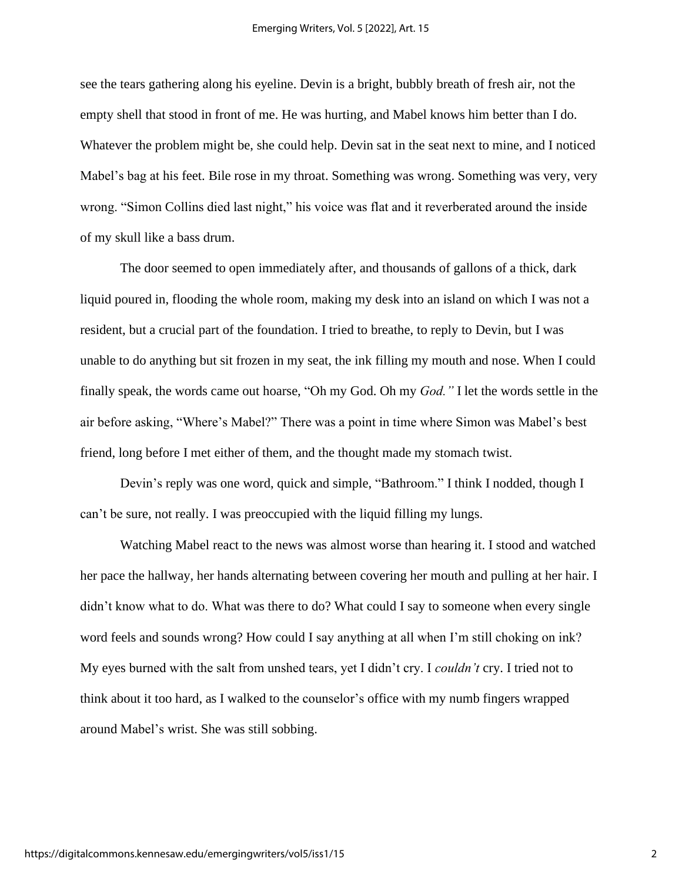see the tears gathering along his eyeline. Devin is a bright, bubbly breath of fresh air, not the empty shell that stood in front of me. He was hurting, and Mabel knows him better than I do. Whatever the problem might be, she could help. Devin sat in the seat next to mine, and I noticed Mabel's bag at his feet. Bile rose in my throat. Something was wrong. Something was very, very wrong. "Simon Collins died last night," his voice was flat and it reverberated around the inside of my skull like a bass drum.

The door seemed to open immediately after, and thousands of gallons of a thick, dark liquid poured in, flooding the whole room, making my desk into an island on which I was not a resident, but a crucial part of the foundation. I tried to breathe, to reply to Devin, but I was unable to do anything but sit frozen in my seat, the ink filling my mouth and nose. When I could finally speak, the words came out hoarse, "Oh my God. Oh my *God."* I let the words settle in the air before asking, "Where's Mabel?" There was a point in time where Simon was Mabel's best friend, long before I met either of them, and the thought made my stomach twist.

Devin's reply was one word, quick and simple, "Bathroom." I think I nodded, though I can't be sure, not really. I was preoccupied with the liquid filling my lungs.

Watching Mabel react to the news was almost worse than hearing it. I stood and watched her pace the hallway, her hands alternating between covering her mouth and pulling at her hair. I didn't know what to do. What was there to do? What could I say to someone when every single word feels and sounds wrong? How could I say anything at all when I'm still choking on ink? My eyes burned with the salt from unshed tears, yet I didn't cry. I *couldn't* cry. I tried not to think about it too hard, as I walked to the counselor's office with my numb fingers wrapped around Mabel's wrist. She was still sobbing.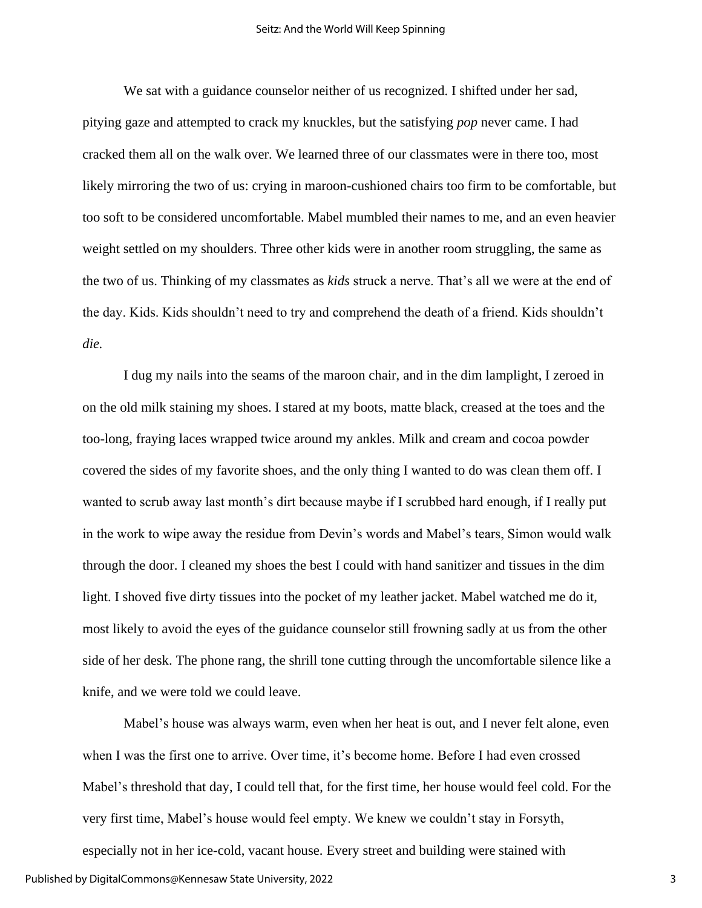We sat with a guidance counselor neither of us recognized. I shifted under her sad, pitying gaze and attempted to crack my knuckles, but the satisfying *pop* never came. I had cracked them all on the walk over. We learned three of our classmates were in there too, most likely mirroring the two of us: crying in maroon-cushioned chairs too firm to be comfortable, but too soft to be considered uncomfortable. Mabel mumbled their names to me, and an even heavier weight settled on my shoulders. Three other kids were in another room struggling, the same as the two of us. Thinking of my classmates as *kids* struck a nerve. That's all we were at the end of the day. Kids. Kids shouldn't need to try and comprehend the death of a friend. Kids shouldn't *die.*

I dug my nails into the seams of the maroon chair, and in the dim lamplight, I zeroed in on the old milk staining my shoes. I stared at my boots, matte black, creased at the toes and the too-long, fraying laces wrapped twice around my ankles. Milk and cream and cocoa powder covered the sides of my favorite shoes, and the only thing I wanted to do was clean them off. I wanted to scrub away last month's dirt because maybe if I scrubbed hard enough, if I really put in the work to wipe away the residue from Devin's words and Mabel's tears, Simon would walk through the door. I cleaned my shoes the best I could with hand sanitizer and tissues in the dim light. I shoved five dirty tissues into the pocket of my leather jacket. Mabel watched me do it, most likely to avoid the eyes of the guidance counselor still frowning sadly at us from the other side of her desk. The phone rang, the shrill tone cutting through the uncomfortable silence like a knife, and we were told we could leave.

Mabel's house was always warm, even when her heat is out, and I never felt alone, even when I was the first one to arrive. Over time, it's become home. Before I had even crossed Mabel's threshold that day, I could tell that, for the first time, her house would feel cold. For the very first time, Mabel's house would feel empty. We knew we couldn't stay in Forsyth, especially not in her ice-cold, vacant house. Every street and building were stained with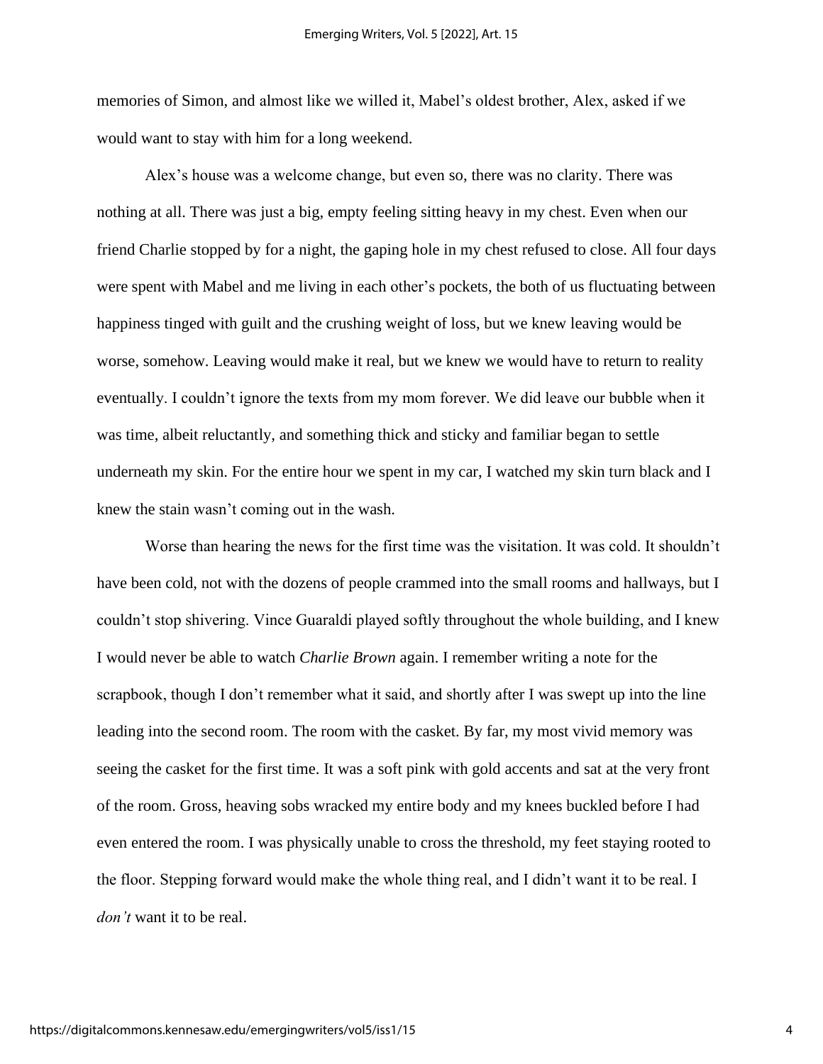memories of Simon, and almost like we willed it, Mabel's oldest brother, Alex, asked if we would want to stay with him for a long weekend.

Alex's house was a welcome change, but even so, there was no clarity. There was nothing at all. There was just a big, empty feeling sitting heavy in my chest. Even when our friend Charlie stopped by for a night, the gaping hole in my chest refused to close. All four days were spent with Mabel and me living in each other's pockets, the both of us fluctuating between happiness tinged with guilt and the crushing weight of loss, but we knew leaving would be worse, somehow. Leaving would make it real, but we knew we would have to return to reality eventually. I couldn't ignore the texts from my mom forever. We did leave our bubble when it was time, albeit reluctantly, and something thick and sticky and familiar began to settle underneath my skin. For the entire hour we spent in my car, I watched my skin turn black and I knew the stain wasn't coming out in the wash.

Worse than hearing the news for the first time was the visitation. It was cold. It shouldn't have been cold, not with the dozens of people crammed into the small rooms and hallways, but I couldn't stop shivering. Vince Guaraldi played softly throughout the whole building, and I knew I would never be able to watch *Charlie Brown* again. I remember writing a note for the scrapbook, though I don't remember what it said, and shortly after I was swept up into the line leading into the second room. The room with the casket. By far, my most vivid memory was seeing the casket for the first time. It was a soft pink with gold accents and sat at the very front of the room. Gross, heaving sobs wracked my entire body and my knees buckled before I had even entered the room. I was physically unable to cross the threshold, my feet staying rooted to the floor. Stepping forward would make the whole thing real, and I didn't want it to be real. I *don't* want it to be real.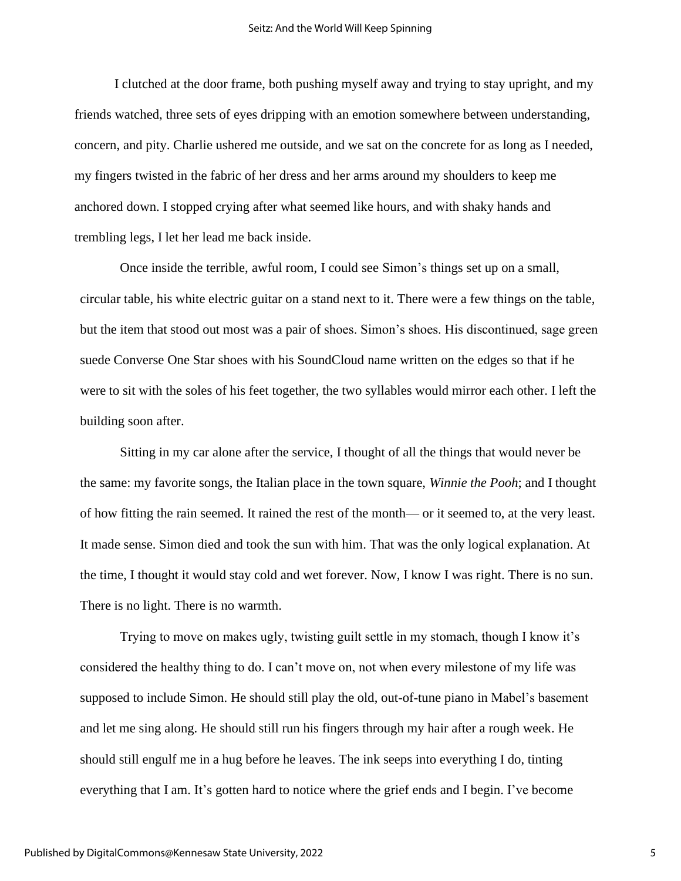I clutched at the door frame, both pushing myself away and trying to stay upright, and my friends watched, three sets of eyes dripping with an emotion somewhere between understanding, concern, and pity. Charlie ushered me outside, and we sat on the concrete for as long as I needed, my fingers twisted in the fabric of her dress and her arms around my shoulders to keep me anchored down. I stopped crying after what seemed like hours, and with shaky hands and trembling legs, I let her lead me back inside.

Once inside the terrible, awful room, I could see Simon's things set up on a small, circular table, his white electric guitar on a stand next to it. There were a few things on the table, but the item that stood out most was a pair of shoes. Simon's shoes. His discontinued, sage green suede Converse One Star shoes with his SoundCloud name written on the edges so that if he were to sit with the soles of his feet together, the two syllables would mirror each other. I left the building soon after.

Sitting in my car alone after the service, I thought of all the things that would never be the same: my favorite songs, the Italian place in the town square, *Winnie the Pooh*; and I thought of how fitting the rain seemed. It rained the rest of the month— or it seemed to, at the very least. It made sense. Simon died and took the sun with him. That was the only logical explanation. At the time, I thought it would stay cold and wet forever. Now, I know I was right. There is no sun. There is no light. There is no warmth.

Trying to move on makes ugly, twisting guilt settle in my stomach, though I know it's considered the healthy thing to do. I can't move on, not when every milestone of my life was supposed to include Simon. He should still play the old, out-of-tune piano in Mabel's basement and let me sing along. He should still run his fingers through my hair after a rough week. He should still engulf me in a hug before he leaves. The ink seeps into everything I do, tinting everything that I am. It's gotten hard to notice where the grief ends and I begin. I've become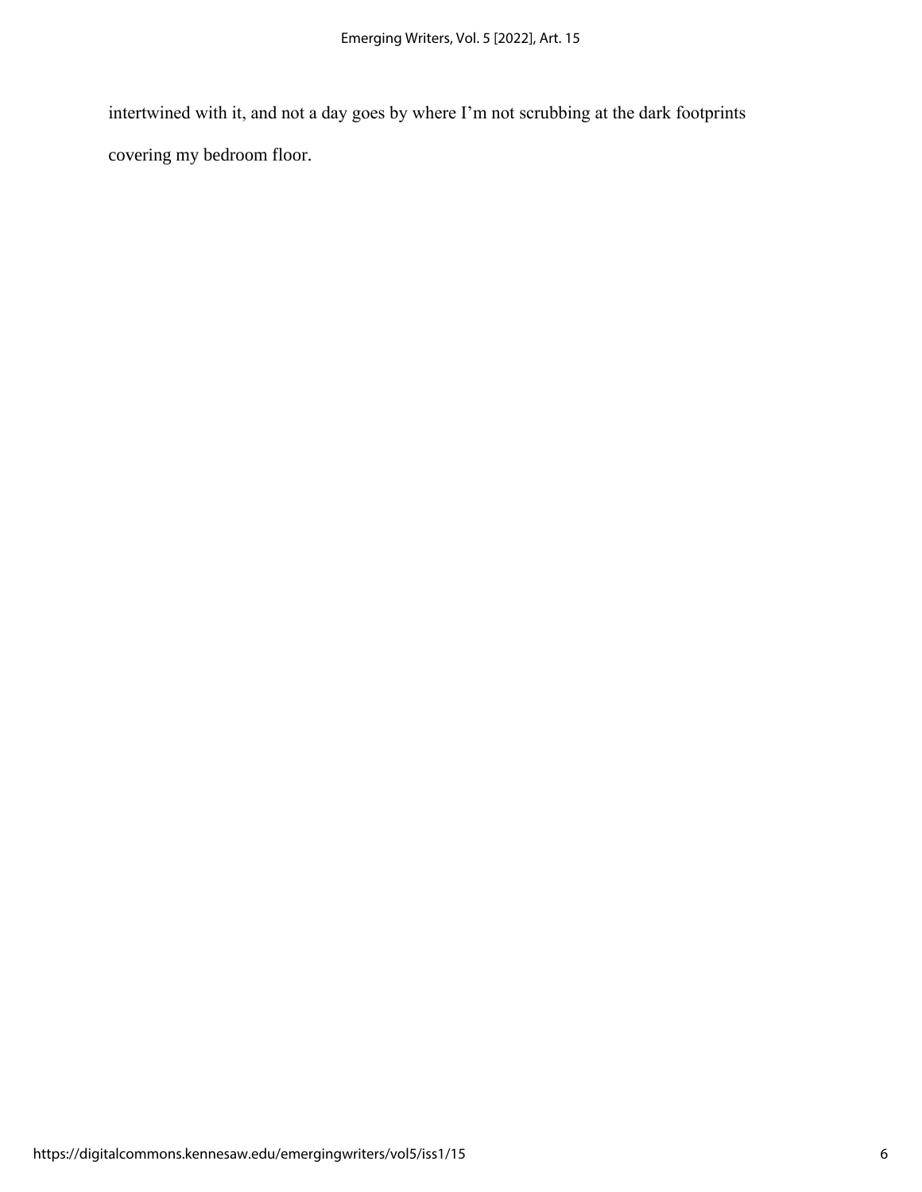intertwined with it, and not a day goes by where I'm not scrubbing at the dark footprints covering my bedroom floor.